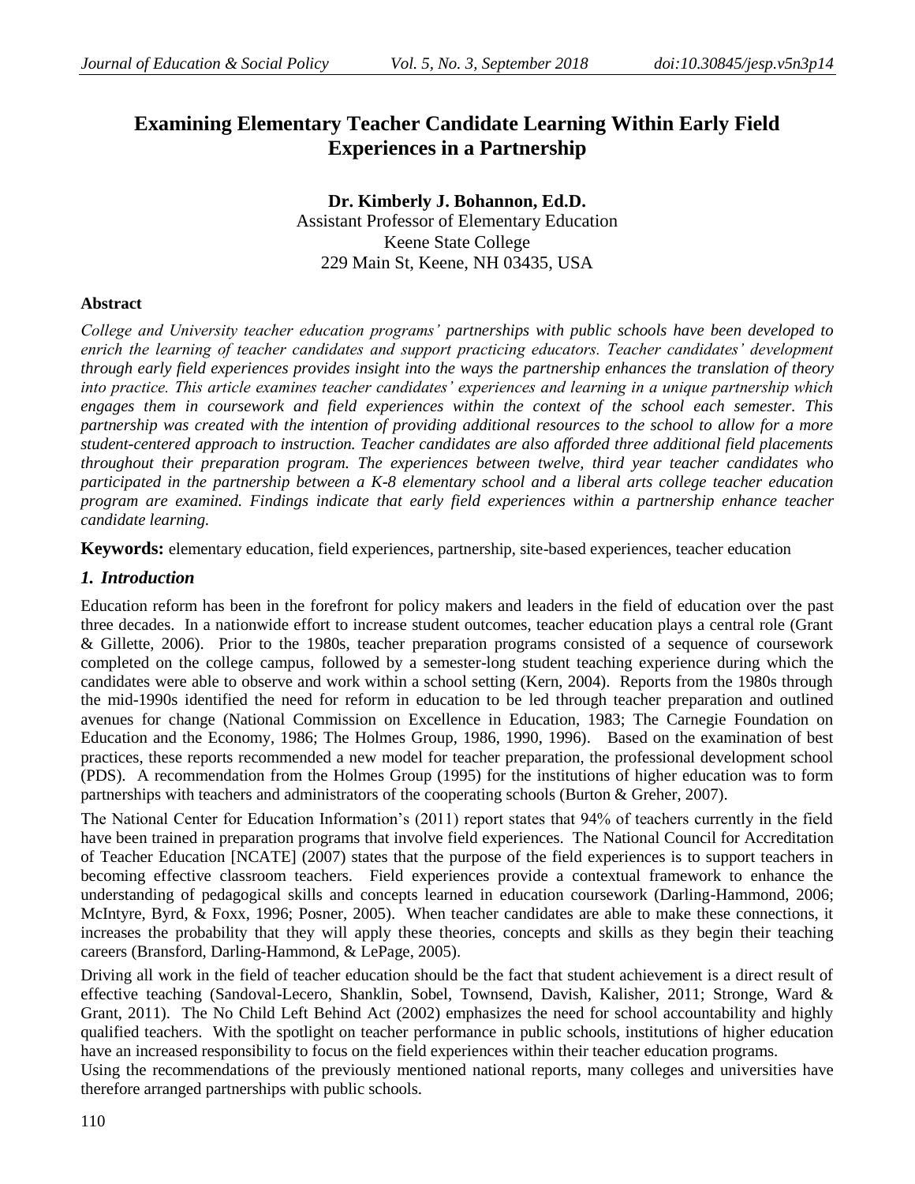# Examining Elementary Teacher Candidate Learning Within Early Field Experiences in a Partnership

**Dr. Kimberly J. Bohannon, Ed.D.**
Assistant Professor of Elementary Education
Keene State College
229 Main St, Keene, NH 03435, USA

**Abstract**

*College and University teacher education programs' partnerships with public schools have been developed to enrich the learning of teacher candidates and support practicing educators. Teacher candidates' development through early field experiences provides insight into the ways the partnership enhances the translation of theory into practice. This article examines teacher candidates' experiences and learning in a unique partnership which engages them in coursework and field experiences within the context of the school each semester. This partnership was created with the intention of providing additional resources to the school to allow for a more student-centered approach to instruction. Teacher candidates are also afforded three additional field placements throughout their preparation program. The experiences between twelve, third year teacher candidates who participated in the partnership between a K-8 elementary school and a liberal arts college teacher education program are examined. Findings indicate that early field experiences within a partnership enhance teacher candidate learning.*

**Keywords:** elementary education, field experiences, partnership, site-based experiences, teacher education

## *1. Introduction*

Education reform has been in the forefront for policy makers and leaders in the field of education over the past three decades. In a nationwide effort to increase student outcomes, teacher education plays a central role (Grant & Gillette, 2006). Prior to the 1980s, teacher preparation programs consisted of a sequence of coursework completed on the college campus, followed by a semester-long student teaching experience during which the candidates were able to observe and work within a school setting (Kern, 2004). Reports from the 1980s through the mid-1990s identified the need for reform in education to be led through teacher preparation and outlined avenues for change (National Commission on Excellence in Education, 1983; The Carnegie Foundation on Education and the Economy, 1986; The Holmes Group, 1986, 1990, 1996). Based on the examination of best practices, these reports recommended a new model for teacher preparation, the professional development school (PDS). A recommendation from the Holmes Group (1995) for the institutions of higher education was to form partnerships with teachers and administrators of the cooperating schools (Burton & Greher, 2007).

The National Center for Education Information's (2011) report states that 94% of teachers currently in the field have been trained in preparation programs that involve field experiences. The National Council for Accreditation of Teacher Education [NCATE] (2007) states that the purpose of the field experiences is to support teachers in becoming effective classroom teachers. Field experiences provide a contextual framework to enhance the understanding of pedagogical skills and concepts learned in education coursework (Darling-Hammond, 2006; McIntyre, Byrd, & Foxx, 1996; Posner, 2005). When teacher candidates are able to make these connections, it increases the probability that they will apply these theories, concepts and skills as they begin their teaching careers (Bransford, Darling-Hammond, & LePage, 2005).

Driving all work in the field of teacher education should be the fact that student achievement is a direct result of effective teaching (Sandoval-Lecero, Shanklin, Sobel, Townsend, Davish, Kalisher, 2011; Stronge, Ward & Grant, 2011). The No Child Left Behind Act (2002) emphasizes the need for school accountability and highly qualified teachers. With the spotlight on teacher performance in public schools, institutions of higher education have an increased responsibility to focus on the field experiences within their teacher education programs.

Using the recommendations of the previously mentioned national reports, many colleges and universities have therefore arranged partnerships with public schools.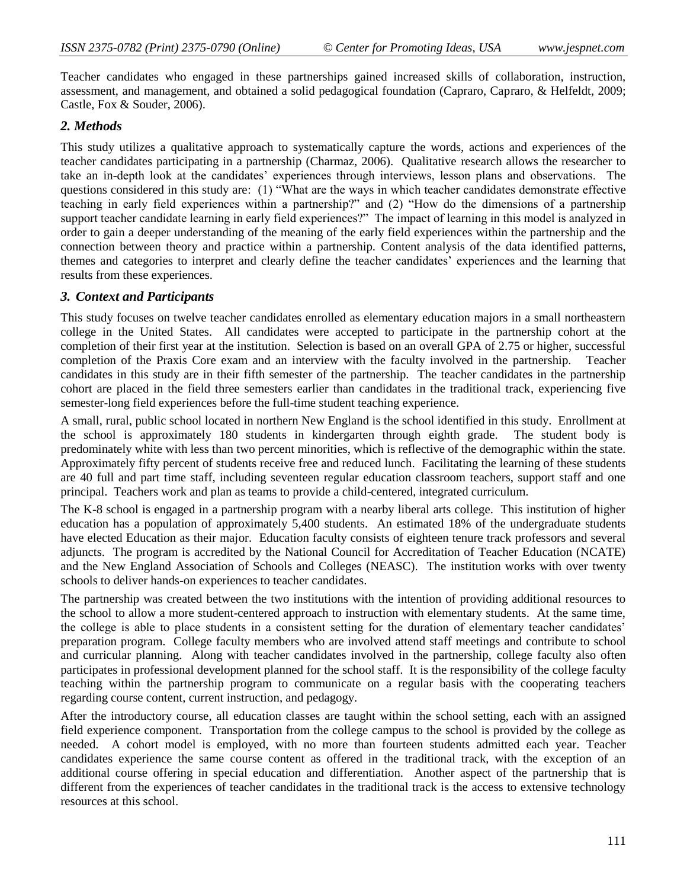Teacher candidates who engaged in these partnerships gained increased skills of collaboration, instruction, assessment, and management, and obtained a solid pedagogical foundation (Capraro, Capraro, & Helfeldt, 2009; Castle, Fox & Souder, 2006).

## *2. Methods*

This study utilizes a qualitative approach to systematically capture the words, actions and experiences of the teacher candidates participating in a partnership (Charmaz, 2006). Qualitative research allows the researcher to take an in-depth look at the candidates' experiences through interviews, lesson plans and observations. The questions considered in this study are: (1) "What are the ways in which teacher candidates demonstrate effective teaching in early field experiences within a partnership?" and (2) "How do the dimensions of a partnership support teacher candidate learning in early field experiences?" The impact of learning in this model is analyzed in order to gain a deeper understanding of the meaning of the early field experiences within the partnership and the connection between theory and practice within a partnership. Content analysis of the data identified patterns, themes and categories to interpret and clearly define the teacher candidates' experiences and the learning that results from these experiences.

## *3. Context and Participants*

This study focuses on twelve teacher candidates enrolled as elementary education majors in a small northeastern college in the United States. All candidates were accepted to participate in the partnership cohort at the completion of their first year at the institution. Selection is based on an overall GPA of 2.75 or higher, successful completion of the Praxis Core exam and an interview with the faculty involved in the partnership. Teacher candidates in this study are in their fifth semester of the partnership. The teacher candidates in the partnership cohort are placed in the field three semesters earlier than candidates in the traditional track, experiencing five semester-long field experiences before the full-time student teaching experience.

A small, rural, public school located in northern New England is the school identified in this study. Enrollment at the school is approximately 180 students in kindergarten through eighth grade. The student body is predominately white with less than two percent minorities, which is reflective of the demographic within the state. Approximately fifty percent of students receive free and reduced lunch. Facilitating the learning of these students are 40 full and part time staff, including seventeen regular education classroom teachers, support staff and one principal. Teachers work and plan as teams to provide a child-centered, integrated curriculum.

The K-8 school is engaged in a partnership program with a nearby liberal arts college. This institution of higher education has a population of approximately 5,400 students. An estimated 18% of the undergraduate students have elected Education as their major. Education faculty consists of eighteen tenure track professors and several adjuncts. The program is accredited by the National Council for Accreditation of Teacher Education (NCATE) and the New England Association of Schools and Colleges (NEASC). The institution works with over twenty schools to deliver hands-on experiences to teacher candidates.

The partnership was created between the two institutions with the intention of providing additional resources to the school to allow a more student-centered approach to instruction with elementary students. At the same time, the college is able to place students in a consistent setting for the duration of elementary teacher candidates' preparation program. College faculty members who are involved attend staff meetings and contribute to school and curricular planning. Along with teacher candidates involved in the partnership, college faculty also often participates in professional development planned for the school staff. It is the responsibility of the college faculty teaching within the partnership program to communicate on a regular basis with the cooperating teachers regarding course content, current instruction, and pedagogy.

After the introductory course, all education classes are taught within the school setting, each with an assigned field experience component. Transportation from the college campus to the school is provided by the college as needed. A cohort model is employed, with no more than fourteen students admitted each year. Teacher candidates experience the same course content as offered in the traditional track, with the exception of an additional course offering in special education and differentiation. Another aspect of the partnership that is different from the experiences of teacher candidates in the traditional track is the access to extensive technology resources at this school.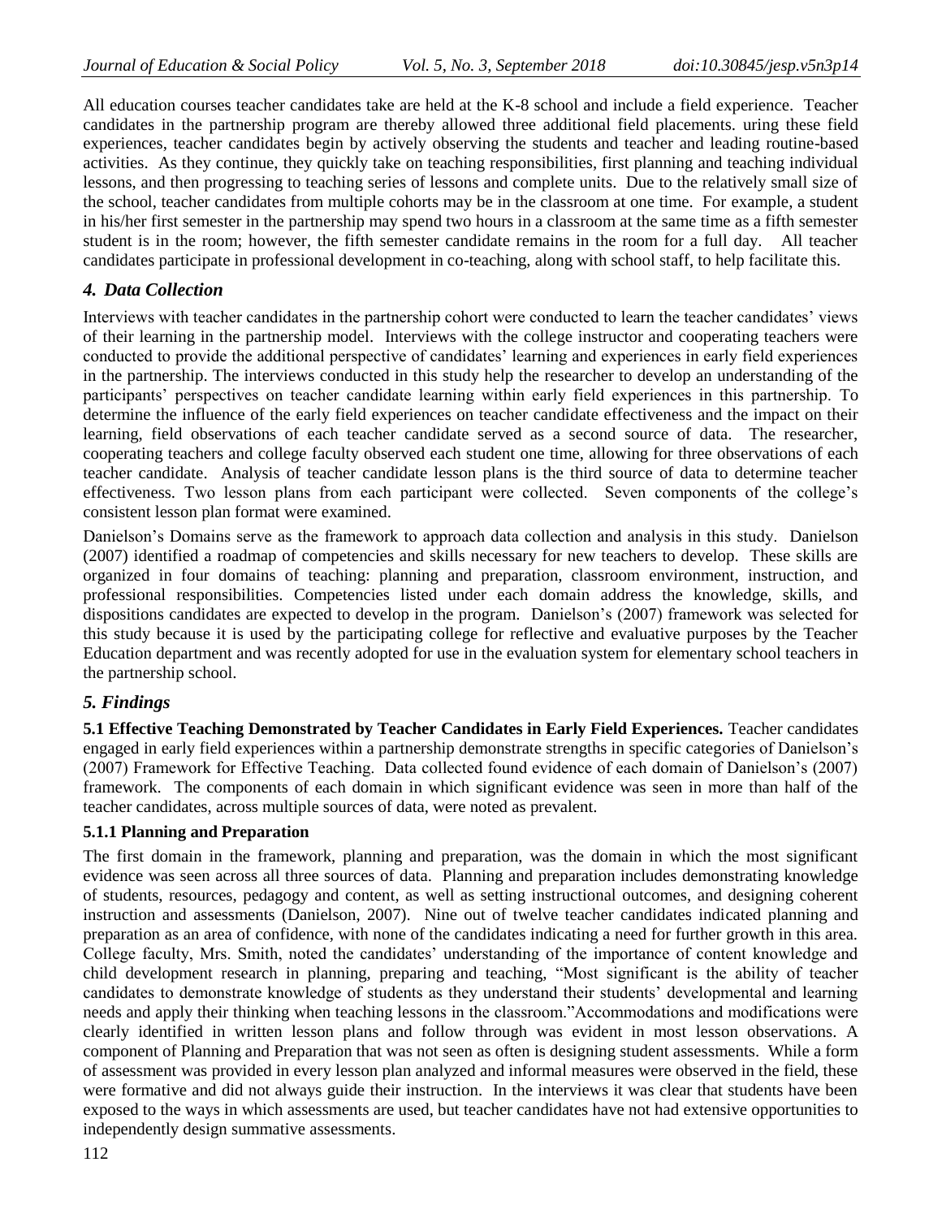All education courses teacher candidates take are held at the K-8 school and include a field experience. Teacher candidates in the partnership program are thereby allowed three additional field placements. uring these field experiences, teacher candidates begin by actively observing the students and teacher and leading routine-based activities. As they continue, they quickly take on teaching responsibilities, first planning and teaching individual lessons, and then progressing to teaching series of lessons and complete units. Due to the relatively small size of the school, teacher candidates from multiple cohorts may be in the classroom at one time. For example, a student in his/her first semester in the partnership may spend two hours in a classroom at the same time as a fifth semester student is in the room; however, the fifth semester candidate remains in the room for a full day. All teacher candidates participate in professional development in co-teaching, along with school staff, to help facilitate this.

## *4. Data Collection*

Interviews with teacher candidates in the partnership cohort were conducted to learn the teacher candidates' views of their learning in the partnership model. Interviews with the college instructor and cooperating teachers were conducted to provide the additional perspective of candidates' learning and experiences in early field experiences in the partnership. The interviews conducted in this study help the researcher to develop an understanding of the participants' perspectives on teacher candidate learning within early field experiences in this partnership. To determine the influence of the early field experiences on teacher candidate effectiveness and the impact on their learning, field observations of each teacher candidate served as a second source of data. The researcher, cooperating teachers and college faculty observed each student one time, allowing for three observations of each teacher candidate. Analysis of teacher candidate lesson plans is the third source of data to determine teacher effectiveness. Two lesson plans from each participant were collected. Seven components of the college's consistent lesson plan format were examined.

Danielson's Domains serve as the framework to approach data collection and analysis in this study. Danielson (2007) identified a roadmap of competencies and skills necessary for new teachers to develop. These skills are organized in four domains of teaching: planning and preparation, classroom environment, instruction, and professional responsibilities. Competencies listed under each domain address the knowledge, skills, and dispositions candidates are expected to develop in the program. Danielson's (2007) framework was selected for this study because it is used by the participating college for reflective and evaluative purposes by the Teacher Education department and was recently adopted for use in the evaluation system for elementary school teachers in the partnership school.

## *5. Findings*

**5.1 Effective Teaching Demonstrated by Teacher Candidates in Early Field Experiences.** Teacher candidates engaged in early field experiences within a partnership demonstrate strengths in specific categories of Danielson's (2007) Framework for Effective Teaching. Data collected found evidence of each domain of Danielson's (2007) framework. The components of each domain in which significant evidence was seen in more than half of the teacher candidates, across multiple sources of data, were noted as prevalent.

### 5.1.1 Planning and Preparation

The first domain in the framework, planning and preparation, was the domain in which the most significant evidence was seen across all three sources of data. Planning and preparation includes demonstrating knowledge of students, resources, pedagogy and content, as well as setting instructional outcomes, and designing coherent instruction and assessments (Danielson, 2007). Nine out of twelve teacher candidates indicated planning and preparation as an area of confidence, with none of the candidates indicating a need for further growth in this area. College faculty, Mrs. Smith, noted the candidates' understanding of the importance of content knowledge and child development research in planning, preparing and teaching, "Most significant is the ability of teacher candidates to demonstrate knowledge of students as they understand their students' developmental and learning needs and apply their thinking when teaching lessons in the classroom."Accommodations and modifications were clearly identified in written lesson plans and follow through was evident in most lesson observations. A component of Planning and Preparation that was not seen as often is designing student assessments. While a form of assessment was provided in every lesson plan analyzed and informal measures were observed in the field, these were formative and did not always guide their instruction. In the interviews it was clear that students have been exposed to the ways in which assessments are used, but teacher candidates have not had extensive opportunities to independently design summative assessments.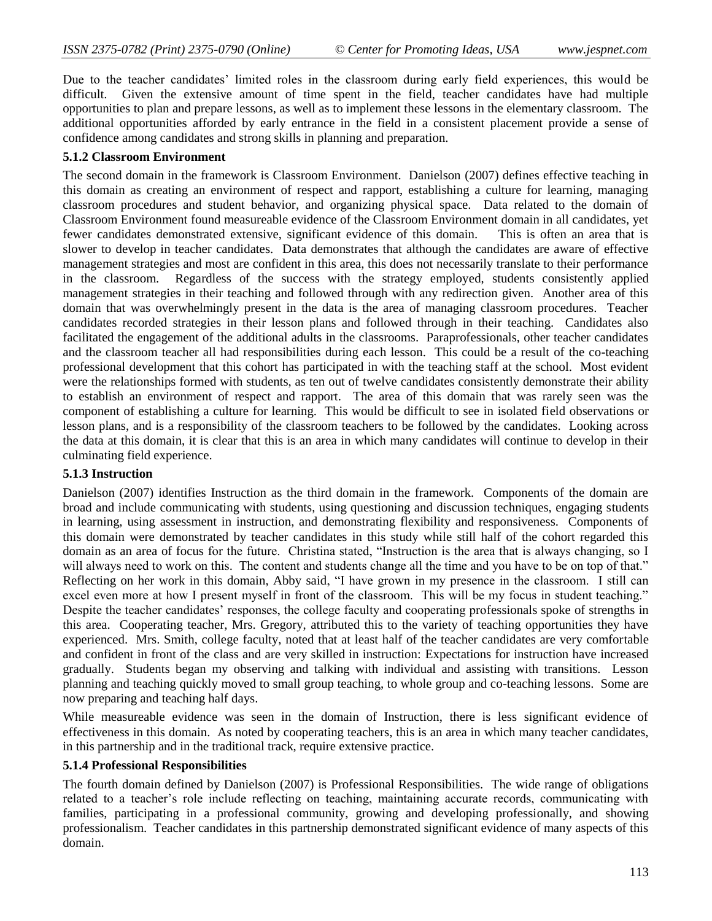Due to the teacher candidates' limited roles in the classroom during early field experiences, this would be difficult. Given the extensive amount of time spent in the field, teacher candidates have had multiple opportunities to plan and prepare lessons, as well as to implement these lessons in the elementary classroom. The additional opportunities afforded by early entrance in the field in a consistent placement provide a sense of confidence among candidates and strong skills in planning and preparation.

#### 5.1.2 Classroom Environment

The second domain in the framework is Classroom Environment. Danielson (2007) defines effective teaching in this domain as creating an environment of respect and rapport, establishing a culture for learning, managing classroom procedures and student behavior, and organizing physical space. Data related to the domain of Classroom Environment found measureable evidence of the Classroom Environment domain in all candidates, yet fewer candidates demonstrated extensive, significant evidence of this domain. This is often an area that is slower to develop in teacher candidates. Data demonstrates that although the candidates are aware of effective management strategies and most are confident in this area, this does not necessarily translate to their performance in the classroom. Regardless of the success with the strategy employed, students consistently applied management strategies in their teaching and followed through with any redirection given. Another area of this domain that was overwhelmingly present in the data is the area of managing classroom procedures. Teacher candidates recorded strategies in their lesson plans and followed through in their teaching. Candidates also facilitated the engagement of the additional adults in the classrooms. Paraprofessionals, other teacher candidates and the classroom teacher all had responsibilities during each lesson. This could be a result of the co-teaching professional development that this cohort has participated in with the teaching staff at the school. Most evident were the relationships formed with students, as ten out of twelve candidates consistently demonstrate their ability to establish an environment of respect and rapport. The area of this domain that was rarely seen was the component of establishing a culture for learning. This would be difficult to see in isolated field observations or lesson plans, and is a responsibility of the classroom teachers to be followed by the candidates. Looking across the data at this domain, it is clear that this is an area in which many candidates will continue to develop in their culminating field experience.

#### 5.1.3 Instruction

Danielson (2007) identifies Instruction as the third domain in the framework. Components of the domain are broad and include communicating with students, using questioning and discussion techniques, engaging students in learning, using assessment in instruction, and demonstrating flexibility and responsiveness. Components of this domain were demonstrated by teacher candidates in this study while still half of the cohort regarded this domain as an area of focus for the future. Christina stated, "Instruction is the area that is always changing, so I will always need to work on this. The content and students change all the time and you have to be on top of that." Reflecting on her work in this domain, Abby said, "I have grown in my presence in the classroom. I still can excel even more at how I present myself in front of the classroom. This will be my focus in student teaching." Despite the teacher candidates' responses, the college faculty and cooperating professionals spoke of strengths in this area. Cooperating teacher, Mrs. Gregory, attributed this to the variety of teaching opportunities they have experienced. Mrs. Smith, college faculty, noted that at least half of the teacher candidates are very comfortable and confident in front of the class and are very skilled in instruction: Expectations for instruction have increased gradually. Students began my observing and talking with individual and assisting with transitions. Lesson planning and teaching quickly moved to small group teaching, to whole group and co-teaching lessons. Some are now preparing and teaching half days.

While measureable evidence was seen in the domain of Instruction, there is less significant evidence of effectiveness in this domain. As noted by cooperating teachers, this is an area in which many teacher candidates, in this partnership and in the traditional track, require extensive practice.

#### 5.1.4 Professional Responsibilities

The fourth domain defined by Danielson (2007) is Professional Responsibilities. The wide range of obligations related to a teacher's role include reflecting on teaching, maintaining accurate records, communicating with families, participating in a professional community, growing and developing professionally, and showing professionalism. Teacher candidates in this partnership demonstrated significant evidence of many aspects of this domain.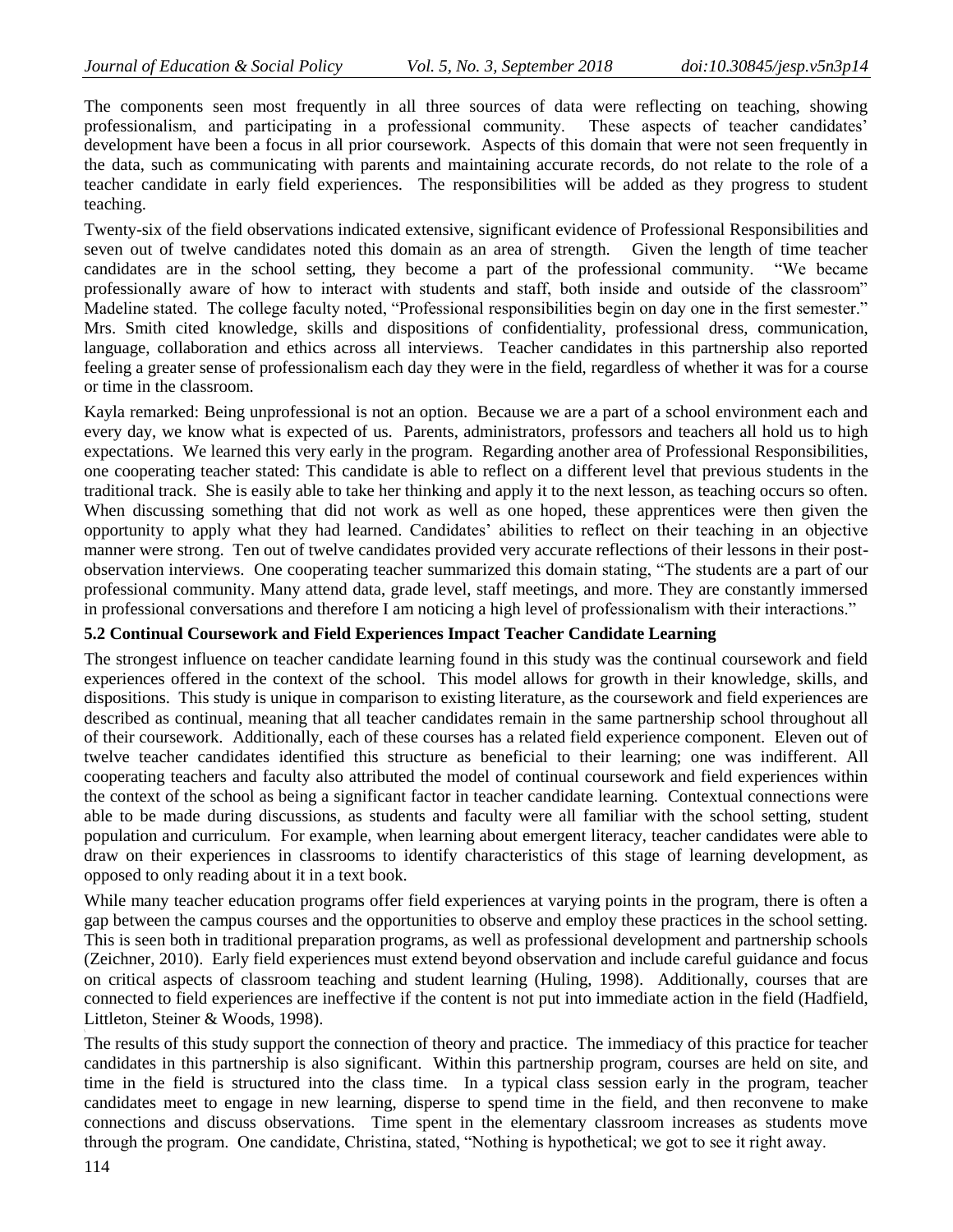The components seen most frequently in all three sources of data were reflecting on teaching, showing professionalism, and participating in a professional community. These aspects of teacher candidates' development have been a focus in all prior coursework. Aspects of this domain that were not seen frequently in the data, such as communicating with parents and maintaining accurate records, do not relate to the role of a teacher candidate in early field experiences. The responsibilities will be added as they progress to student teaching.

Twenty-six of the field observations indicated extensive, significant evidence of Professional Responsibilities and seven out of twelve candidates noted this domain as an area of strength. Given the length of time teacher candidates are in the school setting, they become a part of the professional community. "We became professionally aware of how to interact with students and staff, both inside and outside of the classroom" Madeline stated. The college faculty noted, "Professional responsibilities begin on day one in the first semester." Mrs. Smith cited knowledge, skills and dispositions of confidentiality, professional dress, communication, language, collaboration and ethics across all interviews. Teacher candidates in this partnership also reported feeling a greater sense of professionalism each day they were in the field, regardless of whether it was for a course or time in the classroom.

Kayla remarked: Being unprofessional is not an option. Because we are a part of a school environment each and every day, we know what is expected of us. Parents, administrators, professors and teachers all hold us to high expectations. We learned this very early in the program. Regarding another area of Professional Responsibilities, one cooperating teacher stated: This candidate is able to reflect on a different level that previous students in the traditional track. She is easily able to take her thinking and apply it to the next lesson, as teaching occurs so often. When discussing something that did not work as well as one hoped, these apprentices were then given the opportunity to apply what they had learned. Candidates' abilities to reflect on their teaching in an objective manner were strong. Ten out of twelve candidates provided very accurate reflections of their lessons in their post-observation interviews. One cooperating teacher summarized this domain stating, "The students are a part of our professional community. Many attend data, grade level, staff meetings, and more. They are constantly immersed in professional conversations and therefore I am noticing a high level of professionalism with their interactions."

### 5.2 Continual Coursework and Field Experiences Impact Teacher Candidate Learning

The strongest influence on teacher candidate learning found in this study was the continual coursework and field experiences offered in the context of the school. This model allows for growth in their knowledge, skills, and dispositions. This study is unique in comparison to existing literature, as the coursework and field experiences are described as continual, meaning that all teacher candidates remain in the same partnership school throughout all of their coursework. Additionally, each of these courses has a related field experience component. Eleven out of twelve teacher candidates identified this structure as beneficial to their learning; one was indifferent. All cooperating teachers and faculty also attributed the model of continual coursework and field experiences within the context of the school as being a significant factor in teacher candidate learning. Contextual connections were able to be made during discussions, as students and faculty were all familiar with the school setting, student population and curriculum. For example, when learning about emergent literacy, teacher candidates were able to draw on their experiences in classrooms to identify characteristics of this stage of learning development, as opposed to only reading about it in a text book.

While many teacher education programs offer field experiences at varying points in the program, there is often a gap between the campus courses and the opportunities to observe and employ these practices in the school setting. This is seen both in traditional preparation programs, as well as professional development and partnership schools (Zeichner, 2010). Early field experiences must extend beyond observation and include careful guidance and focus on critical aspects of classroom teaching and student learning (Huling, 1998). Additionally, courses that are connected to field experiences are ineffective if the content is not put into immediate action in the field (Hadfield, Littleton, Steiner & Woods, 1998).

The results of this study support the connection of theory and practice. The immediacy of this practice for teacher candidates in this partnership is also significant. Within this partnership program, courses are held on site, and time in the field is structured into the class time. In a typical class session early in the program, teacher candidates meet to engage in new learning, disperse to spend time in the field, and then reconvene to make connections and discuss observations. Time spent in the elementary classroom increases as students move through the program. One candidate, Christina, stated, "Nothing is hypothetical; we got to see it right away.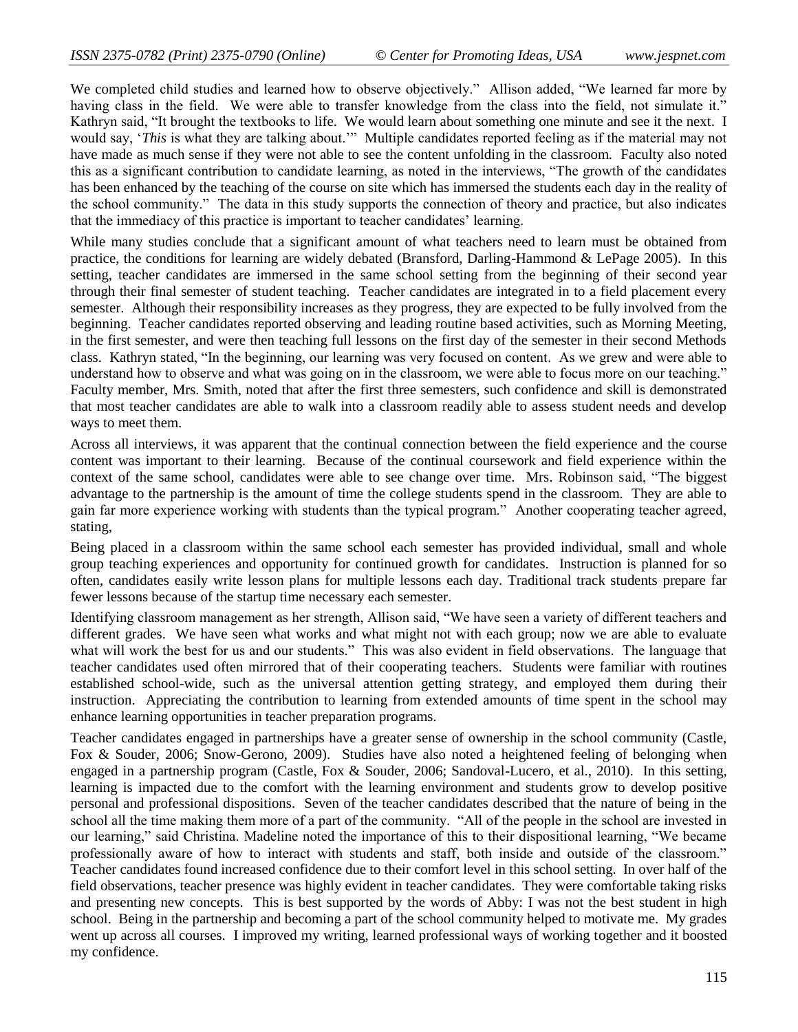We completed child studies and learned how to observe objectively." Allison added, "We learned far more by having class in the field. We were able to transfer knowledge from the class into the field, not simulate it." Kathryn said, "It brought the textbooks to life. We would learn about something one minute and see it the next. I would say, '*This* is what they are talking about.'" Multiple candidates reported feeling as if the material may not have made as much sense if they were not able to see the content unfolding in the classroom. Faculty also noted this as a significant contribution to candidate learning, as noted in the interviews, "The growth of the candidates has been enhanced by the teaching of the course on site which has immersed the students each day in the reality of the school community." The data in this study supports the connection of theory and practice, but also indicates that the immediacy of this practice is important to teacher candidates' learning.

While many studies conclude that a significant amount of what teachers need to learn must be obtained from practice, the conditions for learning are widely debated (Bransford, Darling-Hammond & LePage 2005). In this setting, teacher candidates are immersed in the same school setting from the beginning of their second year through their final semester of student teaching. Teacher candidates are integrated in to a field placement every semester. Although their responsibility increases as they progress, they are expected to be fully involved from the beginning. Teacher candidates reported observing and leading routine based activities, such as Morning Meeting, in the first semester, and were then teaching full lessons on the first day of the semester in their second Methods class. Kathryn stated, "In the beginning, our learning was very focused on content. As we grew and were able to understand how to observe and what was going on in the classroom, we were able to focus more on our teaching." Faculty member, Mrs. Smith, noted that after the first three semesters, such confidence and skill is demonstrated that most teacher candidates are able to walk into a classroom readily able to assess student needs and develop ways to meet them.

Across all interviews, it was apparent that the continual connection between the field experience and the course content was important to their learning. Because of the continual coursework and field experience within the context of the same school, candidates were able to see change over time. Mrs. Robinson said, "The biggest advantage to the partnership is the amount of time the college students spend in the classroom. They are able to gain far more experience working with students than the typical program." Another cooperating teacher agreed, stating,

Being placed in a classroom within the same school each semester has provided individual, small and whole group teaching experiences and opportunity for continued growth for candidates. Instruction is planned for so often, candidates easily write lesson plans for multiple lessons each day. Traditional track students prepare far fewer lessons because of the startup time necessary each semester.

Identifying classroom management as her strength, Allison said, "We have seen a variety of different teachers and different grades. We have seen what works and what might not with each group; now we are able to evaluate what will work the best for us and our students." This was also evident in field observations. The language that teacher candidates used often mirrored that of their cooperating teachers. Students were familiar with routines established school-wide, such as the universal attention getting strategy, and employed them during their instruction. Appreciating the contribution to learning from extended amounts of time spent in the school may enhance learning opportunities in teacher preparation programs.

Teacher candidates engaged in partnerships have a greater sense of ownership in the school community (Castle, Fox & Souder, 2006; Snow-Gerono, 2009). Studies have also noted a heightened feeling of belonging when engaged in a partnership program (Castle, Fox & Souder, 2006; Sandoval-Lucero, et al., 2010). In this setting, learning is impacted due to the comfort with the learning environment and students grow to develop positive personal and professional dispositions. Seven of the teacher candidates described that the nature of being in the school all the time making them more of a part of the community. "All of the people in the school are invested in our learning," said Christina. Madeline noted the importance of this to their dispositional learning, "We became professionally aware of how to interact with students and staff, both inside and outside of the classroom." Teacher candidates found increased confidence due to their comfort level in this school setting. In over half of the field observations, teacher presence was highly evident in teacher candidates. They were comfortable taking risks and presenting new concepts. This is best supported by the words of Abby: I was not the best student in high school. Being in the partnership and becoming a part of the school community helped to motivate me. My grades went up across all courses. I improved my writing, learned professional ways of working together and it boosted my confidence.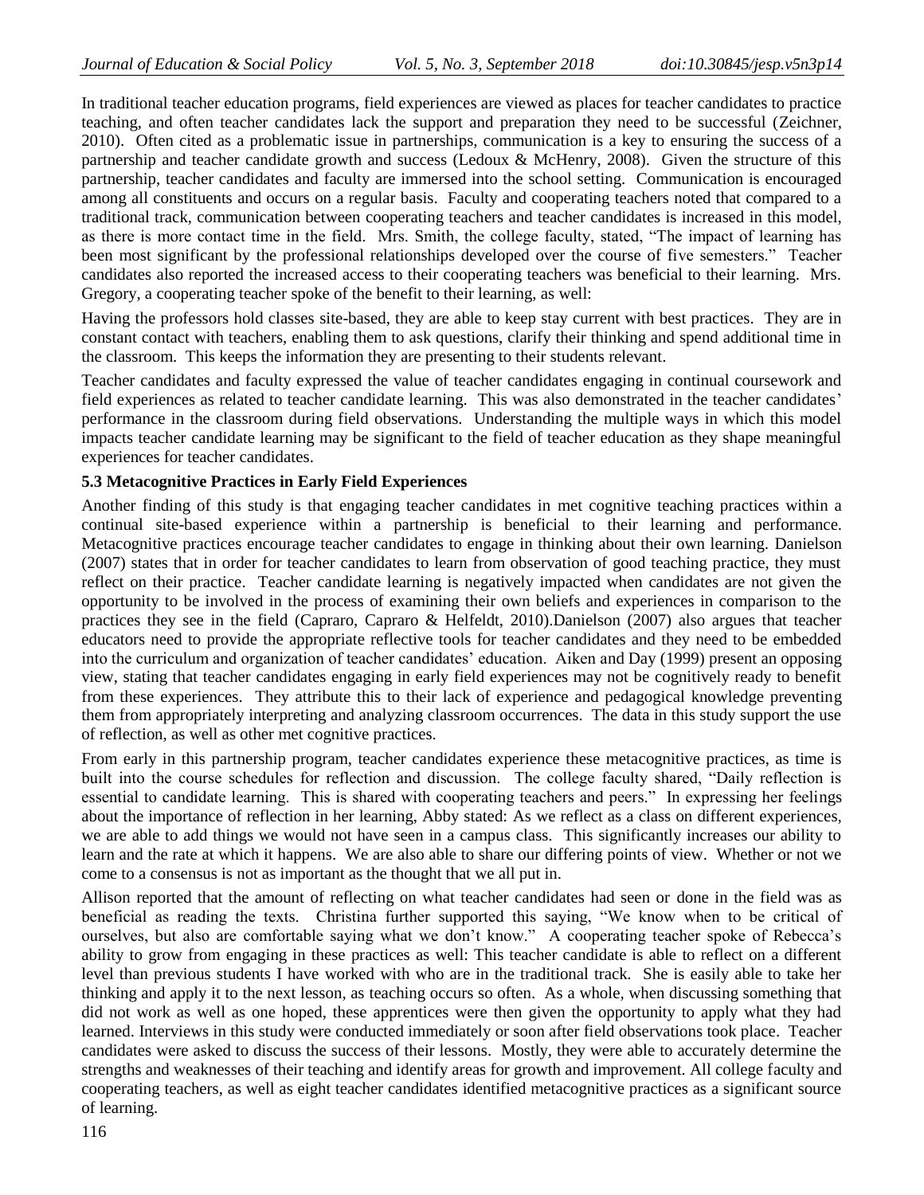In traditional teacher education programs, field experiences are viewed as places for teacher candidates to practice teaching, and often teacher candidates lack the support and preparation they need to be successful (Zeichner, 2010). Often cited as a problematic issue in partnerships, communication is a key to ensuring the success of a partnership and teacher candidate growth and success (Ledoux & McHenry, 2008). Given the structure of this partnership, teacher candidates and faculty are immersed into the school setting. Communication is encouraged among all constituents and occurs on a regular basis. Faculty and cooperating teachers noted that compared to a traditional track, communication between cooperating teachers and teacher candidates is increased in this model, as there is more contact time in the field. Mrs. Smith, the college faculty, stated, "The impact of learning has been most significant by the professional relationships developed over the course of five semesters." Teacher candidates also reported the increased access to their cooperating teachers was beneficial to their learning. Mrs. Gregory, a cooperating teacher spoke of the benefit to their learning, as well:

Having the professors hold classes site-based, they are able to keep stay current with best practices. They are in constant contact with teachers, enabling them to ask questions, clarify their thinking and spend additional time in the classroom. This keeps the information they are presenting to their students relevant.

Teacher candidates and faculty expressed the value of teacher candidates engaging in continual coursework and field experiences as related to teacher candidate learning. This was also demonstrated in the teacher candidates' performance in the classroom during field observations. Understanding the multiple ways in which this model impacts teacher candidate learning may be significant to the field of teacher education as they shape meaningful experiences for teacher candidates.

### 5.3 Metacognitive Practices in Early Field Experiences

Another finding of this study is that engaging teacher candidates in met cognitive teaching practices within a continual site-based experience within a partnership is beneficial to their learning and performance. Metacognitive practices encourage teacher candidates to engage in thinking about their own learning. Danielson (2007) states that in order for teacher candidates to learn from observation of good teaching practice, they must reflect on their practice. Teacher candidate learning is negatively impacted when candidates are not given the opportunity to be involved in the process of examining their own beliefs and experiences in comparison to the practices they see in the field (Capraro, Capraro & Helfeldt, 2010).Danielson (2007) also argues that teacher educators need to provide the appropriate reflective tools for teacher candidates and they need to be embedded into the curriculum and organization of teacher candidates' education. Aiken and Day (1999) present an opposing view, stating that teacher candidates engaging in early field experiences may not be cognitively ready to benefit from these experiences. They attribute this to their lack of experience and pedagogical knowledge preventing them from appropriately interpreting and analyzing classroom occurrences. The data in this study support the use of reflection, as well as other met cognitive practices.

From early in this partnership program, teacher candidates experience these metacognitive practices, as time is built into the course schedules for reflection and discussion. The college faculty shared, "Daily reflection is essential to candidate learning. This is shared with cooperating teachers and peers." In expressing her feelings about the importance of reflection in her learning, Abby stated: As we reflect as a class on different experiences, we are able to add things we would not have seen in a campus class. This significantly increases our ability to learn and the rate at which it happens. We are also able to share our differing points of view. Whether or not we come to a consensus is not as important as the thought that we all put in.

Allison reported that the amount of reflecting on what teacher candidates had seen or done in the field was as beneficial as reading the texts. Christina further supported this saying, "We know when to be critical of ourselves, but also are comfortable saying what we don't know." A cooperating teacher spoke of Rebecca's ability to grow from engaging in these practices as well: This teacher candidate is able to reflect on a different level than previous students I have worked with who are in the traditional track. She is easily able to take her thinking and apply it to the next lesson, as teaching occurs so often. As a whole, when discussing something that did not work as well as one hoped, these apprentices were then given the opportunity to apply what they had learned. Interviews in this study were conducted immediately or soon after field observations took place. Teacher candidates were asked to discuss the success of their lessons. Mostly, they were able to accurately determine the strengths and weaknesses of their teaching and identify areas for growth and improvement. All college faculty and cooperating teachers, as well as eight teacher candidates identified metacognitive practices as a significant source of learning.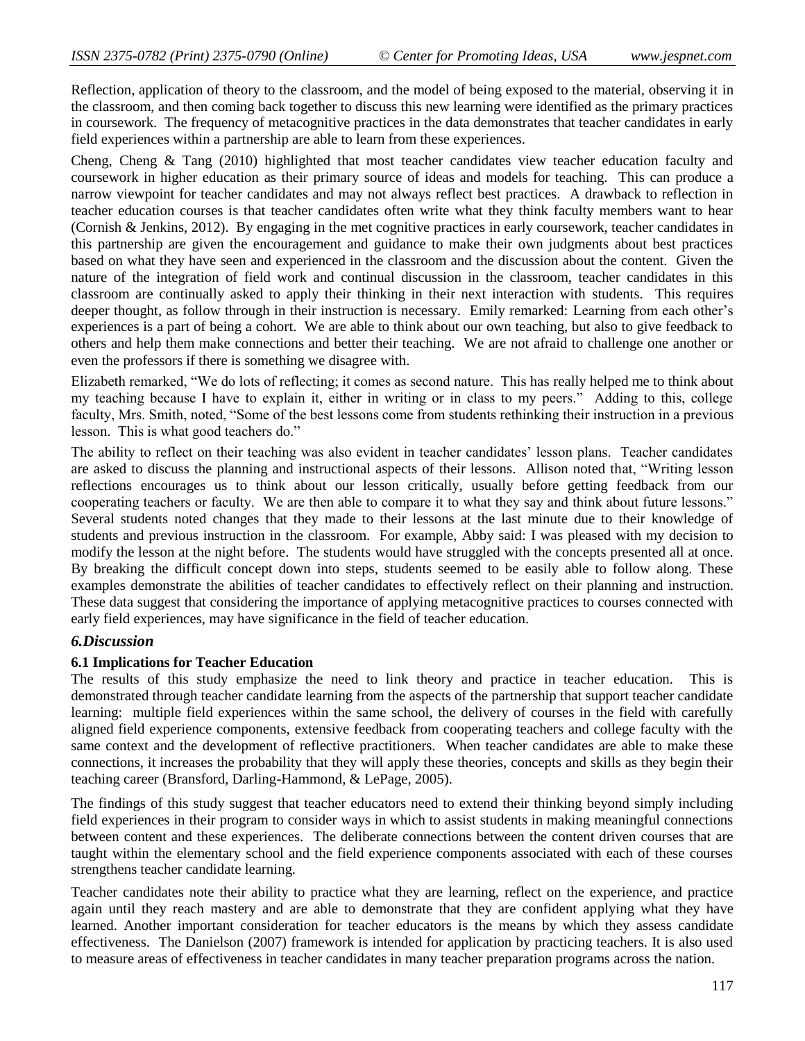Reflection, application of theory to the classroom, and the model of being exposed to the material, observing it in the classroom, and then coming back together to discuss this new learning were identified as the primary practices in coursework. The frequency of metacognitive practices in the data demonstrates that teacher candidates in early field experiences within a partnership are able to learn from these experiences.

Cheng, Cheng & Tang (2010) highlighted that most teacher candidates view teacher education faculty and coursework in higher education as their primary source of ideas and models for teaching. This can produce a narrow viewpoint for teacher candidates and may not always reflect best practices. A drawback to reflection in teacher education courses is that teacher candidates often write what they think faculty members want to hear (Cornish & Jenkins, 2012). By engaging in the met cognitive practices in early coursework, teacher candidates in this partnership are given the encouragement and guidance to make their own judgments about best practices based on what they have seen and experienced in the classroom and the discussion about the content. Given the nature of the integration of field work and continual discussion in the classroom, teacher candidates in this classroom are continually asked to apply their thinking in their next interaction with students. This requires deeper thought, as follow through in their instruction is necessary. Emily remarked: Learning from each other's experiences is a part of being a cohort. We are able to think about our own teaching, but also to give feedback to others and help them make connections and better their teaching. We are not afraid to challenge one another or even the professors if there is something we disagree with.

Elizabeth remarked, "We do lots of reflecting; it comes as second nature. This has really helped me to think about my teaching because I have to explain it, either in writing or in class to my peers." Adding to this, college faculty, Mrs. Smith, noted, "Some of the best lessons come from students rethinking their instruction in a previous lesson. This is what good teachers do."

The ability to reflect on their teaching was also evident in teacher candidates' lesson plans. Teacher candidates are asked to discuss the planning and instructional aspects of their lessons. Allison noted that, "Writing lesson reflections encourages us to think about our lesson critically, usually before getting feedback from our cooperating teachers or faculty. We are then able to compare it to what they say and think about future lessons." Several students noted changes that they made to their lessons at the last minute due to their knowledge of students and previous instruction in the classroom. For example, Abby said: I was pleased with my decision to modify the lesson at the night before. The students would have struggled with the concepts presented all at once. By breaking the difficult concept down into steps, students seemed to be easily able to follow along. These examples demonstrate the abilities of teacher candidates to effectively reflect on their planning and instruction. These data suggest that considering the importance of applying metacognitive practices to courses connected with early field experiences, may have significance in the field of teacher education.

## *6.Discussion*

### 6.1 Implications for Teacher Education

The results of this study emphasize the need to link theory and practice in teacher education. This is demonstrated through teacher candidate learning from the aspects of the partnership that support teacher candidate learning: multiple field experiences within the same school, the delivery of courses in the field with carefully aligned field experience components, extensive feedback from cooperating teachers and college faculty with the same context and the development of reflective practitioners. When teacher candidates are able to make these connections, it increases the probability that they will apply these theories, concepts and skills as they begin their teaching career (Bransford, Darling-Hammond, & LePage, 2005).

The findings of this study suggest that teacher educators need to extend their thinking beyond simply including field experiences in their program to consider ways in which to assist students in making meaningful connections between content and these experiences. The deliberate connections between the content driven courses that are taught within the elementary school and the field experience components associated with each of these courses strengthens teacher candidate learning.

Teacher candidates note their ability to practice what they are learning, reflect on the experience, and practice again until they reach mastery and are able to demonstrate that they are confident applying what they have learned. Another important consideration for teacher educators is the means by which they assess candidate effectiveness. The Danielson (2007) framework is intended for application by practicing teachers. It is also used to measure areas of effectiveness in teacher candidates in many teacher preparation programs across the nation.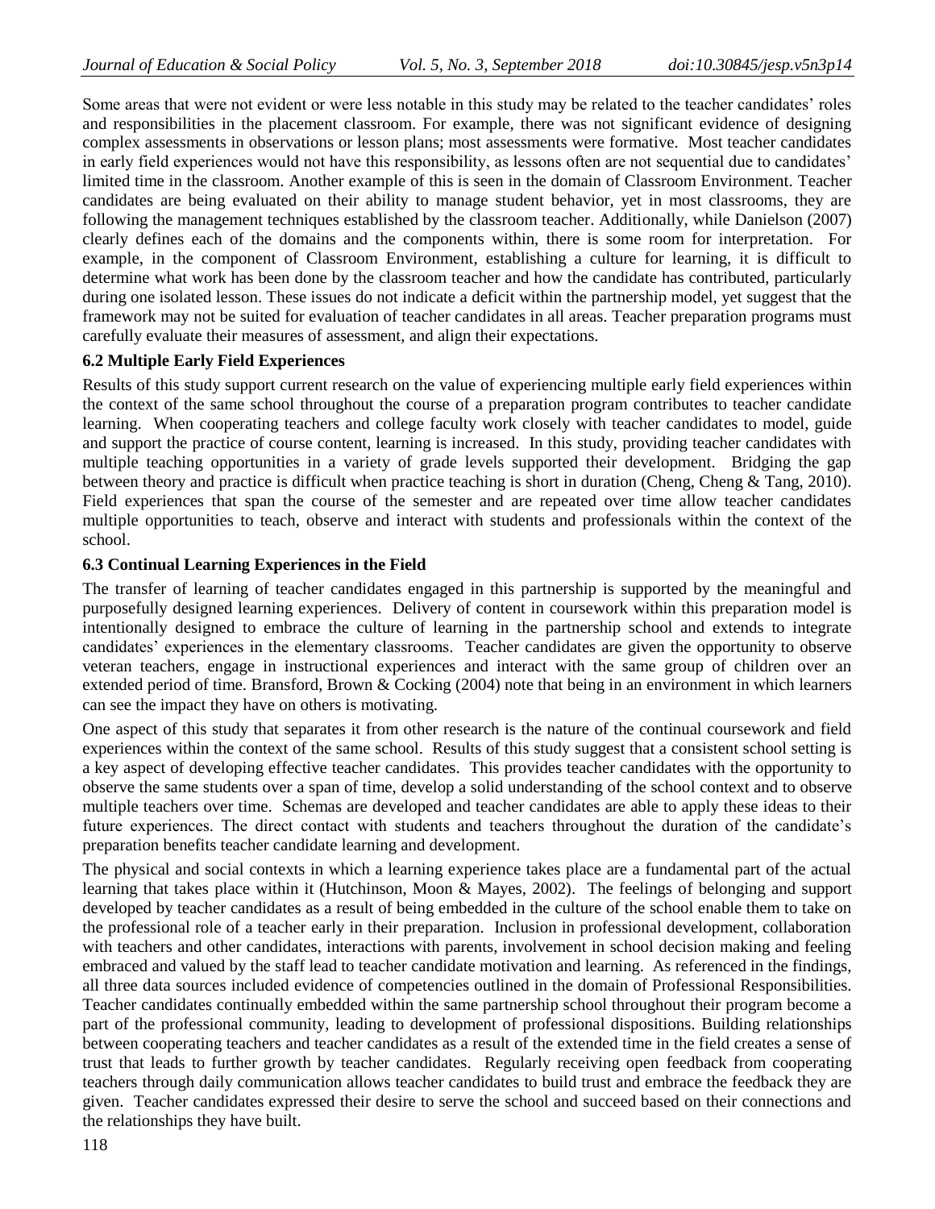Some areas that were not evident or were less notable in this study may be related to the teacher candidates' roles and responsibilities in the placement classroom. For example, there was not significant evidence of designing complex assessments in observations or lesson plans; most assessments were formative. Most teacher candidates in early field experiences would not have this responsibility, as lessons often are not sequential due to candidates' limited time in the classroom. Another example of this is seen in the domain of Classroom Environment. Teacher candidates are being evaluated on their ability to manage student behavior, yet in most classrooms, they are following the management techniques established by the classroom teacher. Additionally, while Danielson (2007) clearly defines each of the domains and the components within, there is some room for interpretation. For example, in the component of Classroom Environment, establishing a culture for learning, it is difficult to determine what work has been done by the classroom teacher and how the candidate has contributed, particularly during one isolated lesson. These issues do not indicate a deficit within the partnership model, yet suggest that the framework may not be suited for evaluation of teacher candidates in all areas. Teacher preparation programs must carefully evaluate their measures of assessment, and align their expectations.

### 6.2 Multiple Early Field Experiences

Results of this study support current research on the value of experiencing multiple early field experiences within the context of the same school throughout the course of a preparation program contributes to teacher candidate learning. When cooperating teachers and college faculty work closely with teacher candidates to model, guide and support the practice of course content, learning is increased. In this study, providing teacher candidates with multiple teaching opportunities in a variety of grade levels supported their development. Bridging the gap between theory and practice is difficult when practice teaching is short in duration (Cheng, Cheng & Tang, 2010). Field experiences that span the course of the semester and are repeated over time allow teacher candidates multiple opportunities to teach, observe and interact with students and professionals within the context of the school.

### 6.3 Continual Learning Experiences in the Field

The transfer of learning of teacher candidates engaged in this partnership is supported by the meaningful and purposefully designed learning experiences. Delivery of content in coursework within this preparation model is intentionally designed to embrace the culture of learning in the partnership school and extends to integrate candidates' experiences in the elementary classrooms. Teacher candidates are given the opportunity to observe veteran teachers, engage in instructional experiences and interact with the same group of children over an extended period of time. Bransford, Brown & Cocking (2004) note that being in an environment in which learners can see the impact they have on others is motivating.

One aspect of this study that separates it from other research is the nature of the continual coursework and field experiences within the context of the same school. Results of this study suggest that a consistent school setting is a key aspect of developing effective teacher candidates. This provides teacher candidates with the opportunity to observe the same students over a span of time, develop a solid understanding of the school context and to observe multiple teachers over time. Schemas are developed and teacher candidates are able to apply these ideas to their future experiences. The direct contact with students and teachers throughout the duration of the candidate's preparation benefits teacher candidate learning and development.

The physical and social contexts in which a learning experience takes place are a fundamental part of the actual learning that takes place within it (Hutchinson, Moon & Mayes, 2002). The feelings of belonging and support developed by teacher candidates as a result of being embedded in the culture of the school enable them to take on the professional role of a teacher early in their preparation. Inclusion in professional development, collaboration with teachers and other candidates, interactions with parents, involvement in school decision making and feeling embraced and valued by the staff lead to teacher candidate motivation and learning. As referenced in the findings, all three data sources included evidence of competencies outlined in the domain of Professional Responsibilities. Teacher candidates continually embedded within the same partnership school throughout their program become a part of the professional community, leading to development of professional dispositions. Building relationships between cooperating teachers and teacher candidates as a result of the extended time in the field creates a sense of trust that leads to further growth by teacher candidates. Regularly receiving open feedback from cooperating teachers through daily communication allows teacher candidates to build trust and embrace the feedback they are given. Teacher candidates expressed their desire to serve the school and succeed based on their connections and the relationships they have built.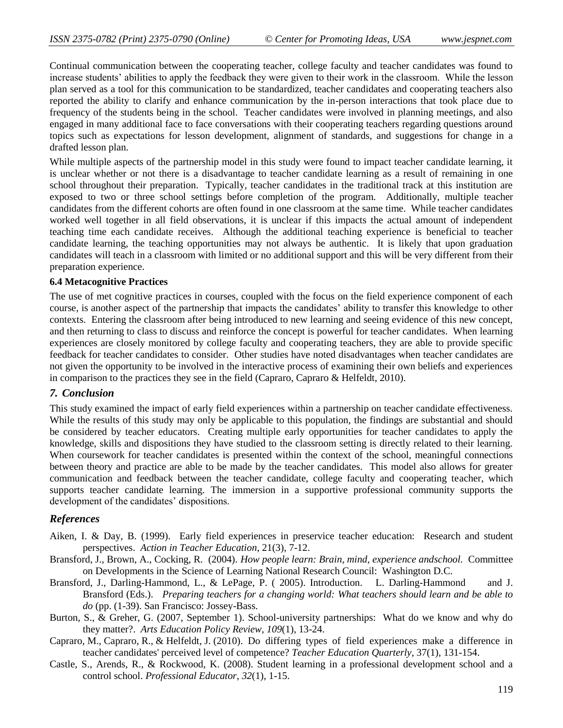Continual communication between the cooperating teacher, college faculty and teacher candidates was found to increase students' abilities to apply the feedback they were given to their work in the classroom. While the lesson plan served as a tool for this communication to be standardized, teacher candidates and cooperating teachers also reported the ability to clarify and enhance communication by the in-person interactions that took place due to frequency of the students being in the school. Teacher candidates were involved in planning meetings, and also engaged in many additional face to face conversations with their cooperating teachers regarding questions around topics such as expectations for lesson development, alignment of standards, and suggestions for change in a drafted lesson plan.

While multiple aspects of the partnership model in this study were found to impact teacher candidate learning, it is unclear whether or not there is a disadvantage to teacher candidate learning as a result of remaining in one school throughout their preparation. Typically, teacher candidates in the traditional track at this institution are exposed to two or three school settings before completion of the program. Additionally, multiple teacher candidates from the different cohorts are often found in one classroom at the same time. While teacher candidates worked well together in all field observations, it is unclear if this impacts the actual amount of independent teaching time each candidate receives. Although the additional teaching experience is beneficial to teacher candidate learning, the teaching opportunities may not always be authentic. It is likely that upon graduation candidates will teach in a classroom with limited or no additional support and this will be very different from their preparation experience.

### 6.4 Metacognitive Practices

The use of met cognitive practices in courses, coupled with the focus on the field experience component of each course, is another aspect of the partnership that impacts the candidates' ability to transfer this knowledge to other contexts. Entering the classroom after being introduced to new learning and seeing evidence of this new concept, and then returning to class to discuss and reinforce the concept is powerful for teacher candidates. When learning experiences are closely monitored by college faculty and cooperating teachers, they are able to provide specific feedback for teacher candidates to consider. Other studies have noted disadvantages when teacher candidates are not given the opportunity to be involved in the interactive process of examining their own beliefs and experiences in comparison to the practices they see in the field (Capraro, Capraro & Helfeldt, 2010).

## *7. Conclusion*

This study examined the impact of early field experiences within a partnership on teacher candidate effectiveness. While the results of this study may only be applicable to this population, the findings are substantial and should be considered by teacher educators. Creating multiple early opportunities for teacher candidates to apply the knowledge, skills and dispositions they have studied to the classroom setting is directly related to their learning. When coursework for teacher candidates is presented within the context of the school, meaningful connections between theory and practice are able to be made by the teacher candidates. This model also allows for greater communication and feedback between the teacher candidate, college faculty and cooperating teacher, which supports teacher candidate learning. The immersion in a supportive professional community supports the development of the candidates' dispositions.

## *References*

Aiken, I. & Day, B. (1999). Early field experiences in preservice teacher education: Research and student perspectives. *Action in Teacher Education*, 21(3), 7-12.

Bransford, J., Brown, A., Cocking, R. (2004). *How people learn: Brain, mind, experience andschool.* Committee on Developments in the Science of Learning National Research Council: Washington D.C.

Bransford, J., Darling-Hammond, L., & LePage, P. ( 2005). Introduction. L. Darling-Hammond and J. Bransford (Eds.). *Preparing teachers for a changing world: What teachers should learn and be able to do* (pp. (1-39). San Francisco: Jossey-Bass.

Burton, S., & Greher, G. (2007, September 1). School-university partnerships: What do we know and why do they matter?. *Arts Education Policy Review*, *109*(1), 13-24.

Capraro, M., Capraro, R., & Helfeldt, J. (2010). Do differing types of field experiences make a difference in teacher candidates' perceived level of competence? *Teacher Education Quarterly*, 37(1), 131-154.

Castle, S., Arends, R., & Rockwood, K. (2008). Student learning in a professional development school and a control school. *Professional Educator*, *32*(1), 1-15.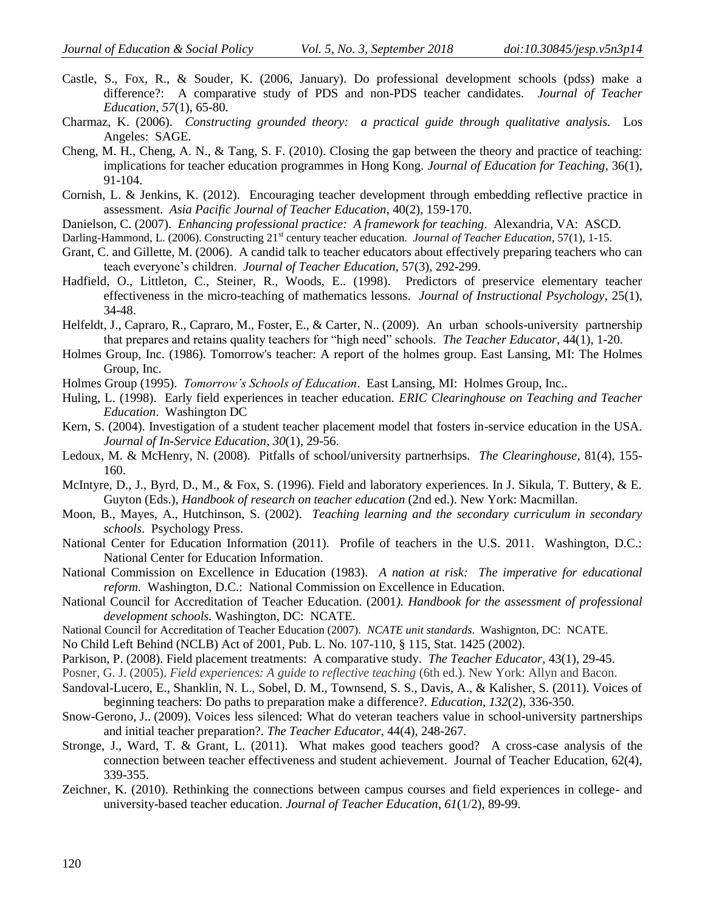Castle, S., Fox, R., & Souder, K. (2006, January). Do professional development schools (pdss) make a difference?: A comparative study of PDS and non-PDS teacher candidates. *Journal of Teacher Education*, *57*(1), 65-80.

Charmaz, K. (2006). *Constructing grounded theory: a practical guide through qualitative analysis.* Los Angeles: SAGE.

Cheng, M. H., Cheng, A. N., & Tang, S. F. (2010). Closing the gap between the theory and practice of teaching: implications for teacher education programmes in Hong Kong. *Journal of Education for Teaching*, 36(1), 91-104.

Cornish, L. & Jenkins, K. (2012). Encouraging teacher development through embedding reflective practice in assessment. *Asia Pacific Journal of Teacher Education*, 40(2), 159-170.

Danielson, C. (2007). *Enhancing professional practice: A framework for teaching*. Alexandria, VA: ASCD.

Darling-Hammond, L. (2006). Constructing 21st century teacher education. *Journal of Teacher Education*, 57(1), 1-15.

Grant, C. and Gillette, M. (2006). A candid talk to teacher educators about effectively preparing teachers who can teach everyone's children. *Journal of Teacher Education*, 57(3), 292-299.

Hadfield, O., Littleton, C., Steiner, R., Woods, E.. (1998). Predictors of preservice elementary teacher effectiveness in the micro-teaching of mathematics lessons. *Journal of Instructional Psychology*, 25(1), 34-48.

Helfeldt, J., Capraro, R., Capraro, M., Foster, E., & Carter, N.. (2009). An urban schools-university partnership that prepares and retains quality teachers for "high need" schools. *The Teacher Educator*, 44(1), 1-20.

Holmes Group, Inc. (1986). Tomorrow's teacher: A report of the holmes group. East Lansing, MI: The Holmes Group, Inc.

Holmes Group (1995). *Tomorrow's Schools of Education*. East Lansing, MI: Holmes Group, Inc..

Huling, L. (1998). Early field experiences in teacher education. *ERIC Clearinghouse on Teaching and Teacher Education*. Washington DC

Kern, S. (2004). Investigation of a student teacher placement model that fosters in-service education in the USA. *Journal of In-Service Education*, *30*(1), 29-56.

Ledoux, M. & McHenry, N. (2008). Pitfalls of school/university partnerhsips. *The Clearinghouse*, 81(4), 155-160.

McIntyre, D., J., Byrd, D., M., & Fox, S. (1996). Field and laboratory experiences. In J. Sikula, T. Buttery, & E. Guyton (Eds.), *Handbook of research on teacher education* (2nd ed.). New York: Macmillan.

Moon, B., Mayes, A., Hutchinson, S. (2002). *Teaching learning and the secondary curriculum in secondary schools*. Psychology Press.

National Center for Education Information (2011). Profile of teachers in the U.S. 2011. Washington, D.C.: National Center for Education Information.

National Commission on Excellence in Education (1983). *A nation at risk: The imperative for educational reform.* Washington, D.C.: National Commission on Excellence in Education.

National Council for Accreditation of Teacher Education. (2001*). Handbook for the assessment of professional development schools.* Washington, DC: NCATE.

National Council for Accreditation of Teacher Education (2007). *NCATE unit standards*. Washignton, DC: NCATE.

No Child Left Behind (NCLB) Act of 2001, Pub. L. No. 107-110, § 115, Stat. 1425 (2002).

Parkison, P. (2008). Field placement treatments: A comparative study. *The Teacher Educator*, 43(1), 29-45.

Posner, G. J. (2005). *Field experiences: A guide to reflective teaching* (6th ed.). New York: Allyn and Bacon.

Sandoval-Lucero, E., Shanklin, N. L., Sobel, D. M., Townsend, S. S., Davis, A., & Kalisher, S. (2011). Voices of beginning teachers: Do paths to preparation make a difference?. *Education*, *132*(2), 336-350.

Snow-Gerono, J.. (2009). Voices less silenced: What do veteran teachers value in school-university partnerships and initial teacher preparation?. *The Teacher Educator*, 44(4), 248-267.

Stronge, J., Ward, T. & Grant, L. (2011). What makes good teachers good? A cross-case analysis of the connection between teacher effectiveness and student achievement. Journal of Teacher Education, 62(4), 339-355.

Zeichner, K. (2010). Rethinking the connections between campus courses and field experiences in college- and university-based teacher education. *Journal of Teacher Education*, *61*(1/2), 89-99.